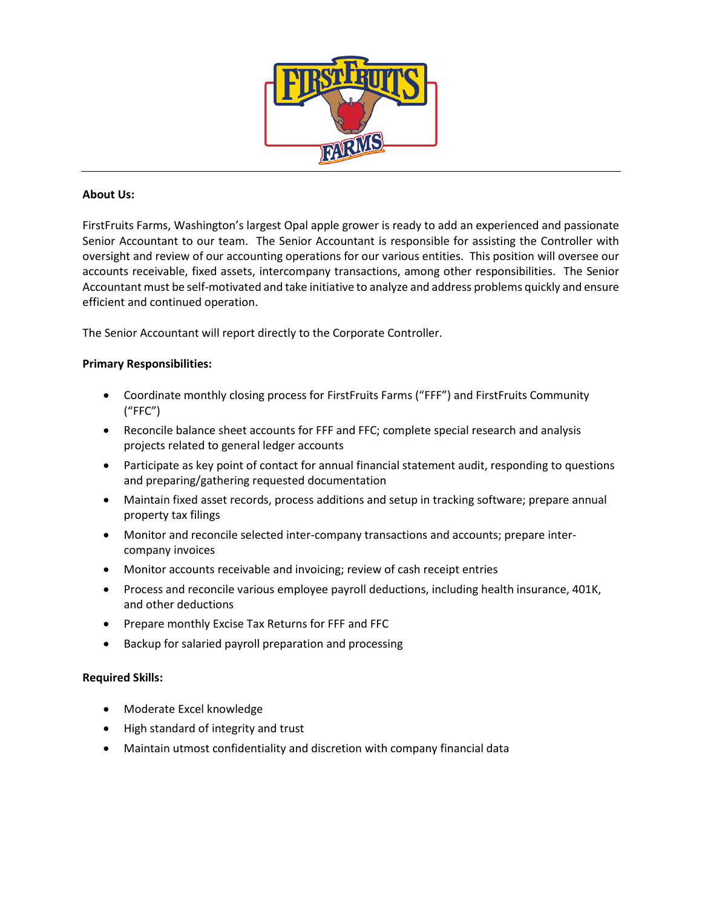**About Us:**

FirstFruits Farms, Washington's largest Opal apple grower is ready to add an experienced and passionate Senior Accountant to our team. The Senior Accountant is responsible for assisting the Controller with oversight and review of our accounting operations for our various entities. This position will oversee our accounts receivable, fixed assets, intercompany transactions, among other responsibilities. The Senior Accountant must be self-motivated and take initiative to analyze and address problems quickly and ensure efficient and continued operation.

The Senior Accountant will report directly to the Corporate Controller.

**Primary Responsibilities:**

- Coordinate monthly closing process for FirstFruits Farms ("FFF") and FirstFruits Community ("FFC")
- Reconcile balance sheet accounts for FFF and FFC; complete special research and analysis projects related to general ledger accounts
- Participate as key point of contact for annual financial statement audit, responding to questions and preparing/gathering requested documentation
- Maintain fixed asset records, process additions and setup in tracking software; prepare annual property tax filings
- Monitor and reconcile selected inter-company transactions and accounts; prepare inter-company invoices
- Monitor accounts receivable and invoicing; review of cash receipt entries
- Process and reconcile various employee payroll deductions, including health insurance, 401K, and other deductions
- Prepare monthly Excise Tax Returns for FFF and FFC
- Backup for salaried payroll preparation and processing

**Required Skills:**

- Moderate Excel knowledge
- High standard of integrity and trust
- Maintain utmost confidentiality and discretion with company financial data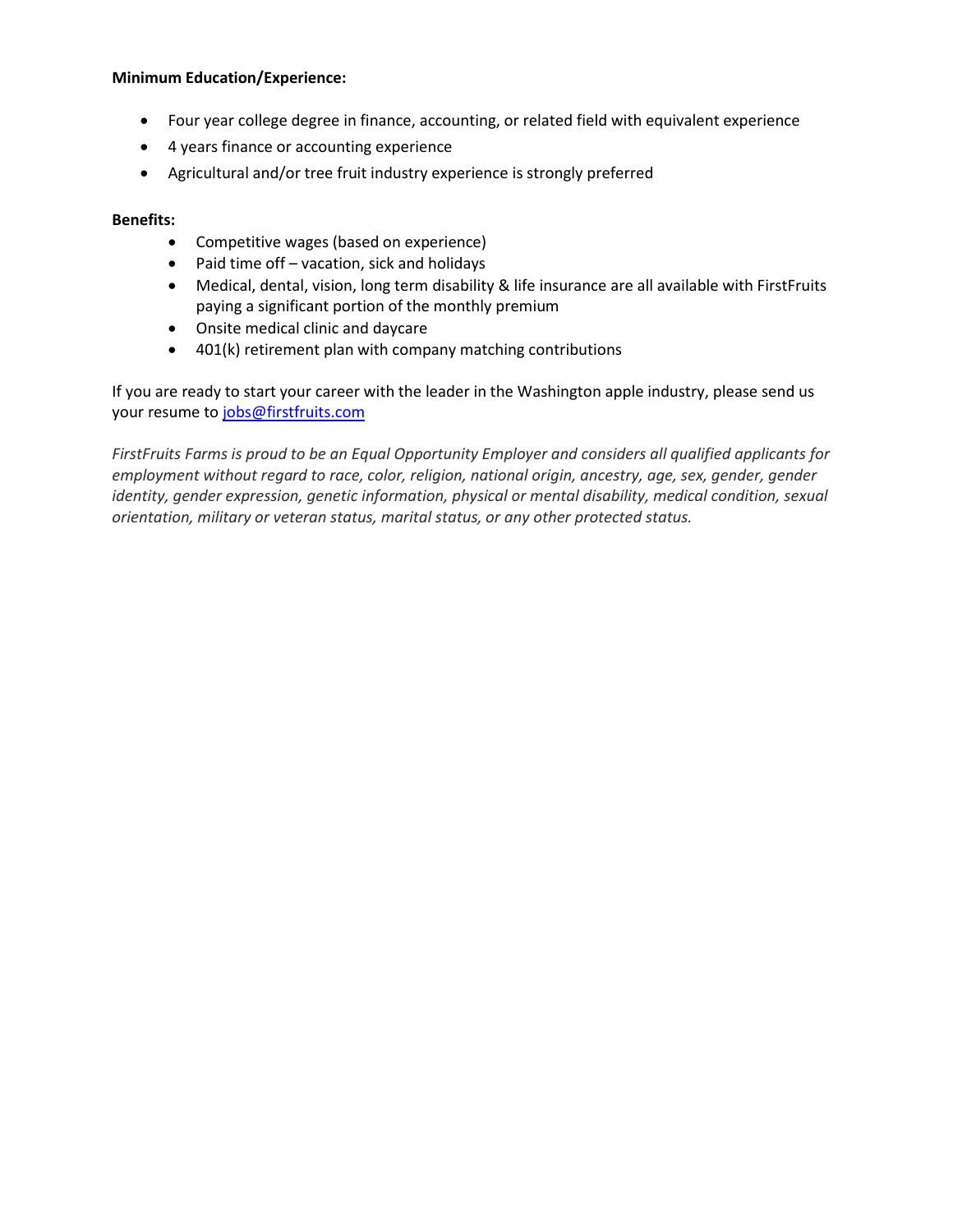**Minimum Education/Experience:**

- Four year college degree in finance, accounting, or related field with equivalent experience
- 4 years finance or accounting experience
- Agricultural and/or tree fruit industry experience is strongly preferred

**Benefits:**

- Competitive wages (based on experience)
- Paid time off – vacation, sick and holidays
- Medical, dental, vision, long term disability & life insurance are all available with FirstFruits paying a significant portion of the monthly premium
- Onsite medical clinic and daycare
- 401(k) retirement plan with company matching contributions

If you are ready to start your career with the leader in the Washington apple industry, please send us your resume to [jobs@firstfruits.com](mailto:jobs@firstfruits.com)

*FirstFruits Farms is proud to be an Equal Opportunity Employer and considers all qualified applicants for employment without regard to race, color, religion, national origin, ancestry, age, sex, gender, gender identity, gender expression, genetic information, physical or mental disability, medical condition, sexual orientation, military or veteran status, marital status, or any other protected status.*